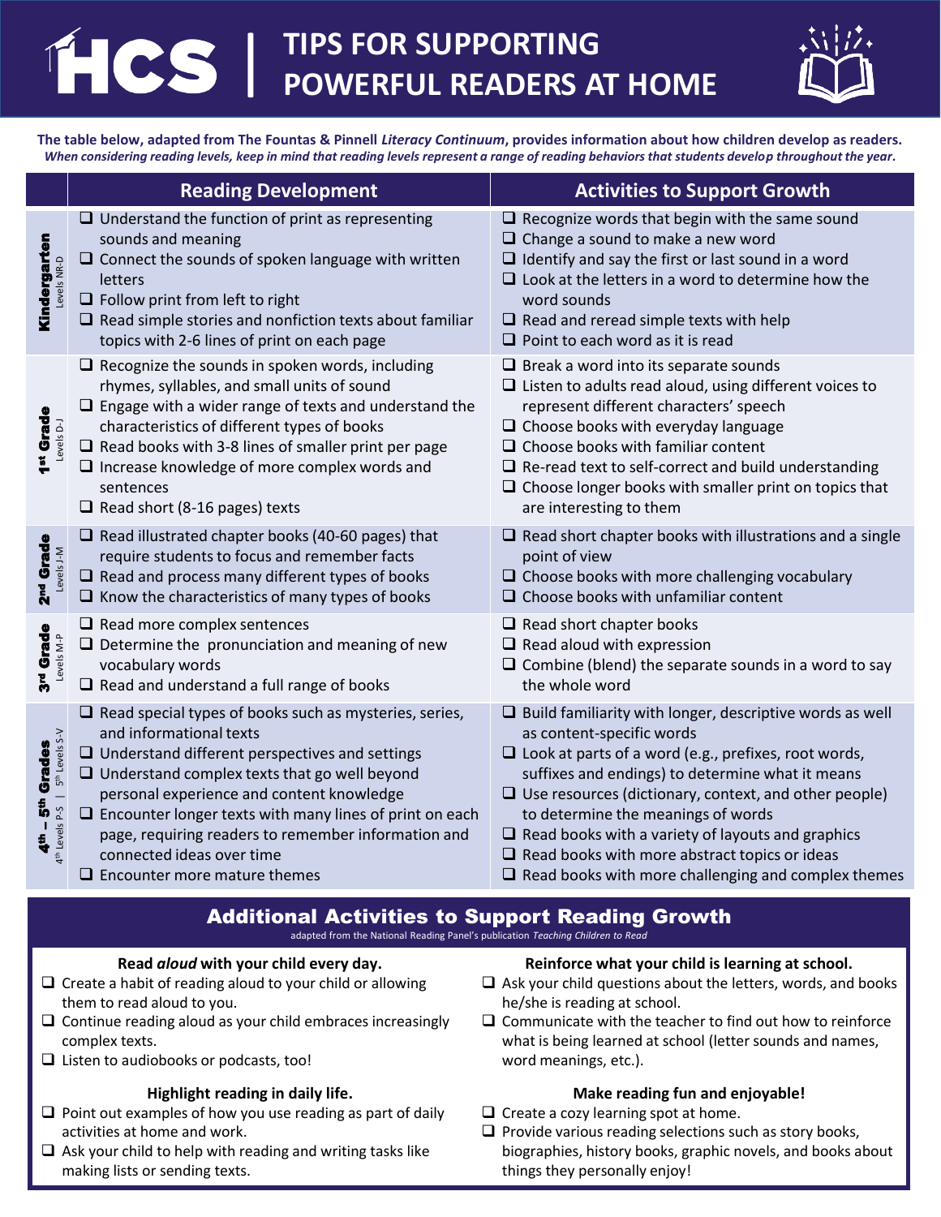# HCS | TIPS FOR SUPPORTING POWERFUL READERS AT HOME

**The table below, adapted from The Fountas & Pinnell *Literacy Continuum*, provides information about how children develop as readers.**
***When considering reading levels, keep in mind that reading levels represent a range of reading behaviors that students develop throughout the year.***

| | Reading Development | Activities to Support Growth |
|---|---|---|
| **Kindergarten** Levels NR-D | ❑ Understand the function of print as representing sounds and meaning<br>❑ Connect the sounds of spoken language with written letters<br>❑ Follow print from left to right<br>❑ Read simple stories and nonfiction texts about familiar topics with 2-6 lines of print on each page | ❑ Recognize words that begin with the same sound<br>❑ Change a sound to make a new word<br>❑ Identify and say the first or last sound in a word<br>❑ Look at the letters in a word to determine how the word sounds<br>❑ Read and reread simple texts with help<br>❑ Point to each word as it is read |
| **1st Grade** Levels D-J | ❑ Recognize the sounds in spoken words, including rhymes, syllables, and small units of sound<br>❑ Engage with a wider range of texts and understand the characteristics of different types of books<br>❑ Read books with 3-8 lines of smaller print per page<br>❑ Increase knowledge of more complex words and sentences<br>❑ Read short (8-16 pages) texts | ❑ Break a word into its separate sounds<br>❑ Listen to adults read aloud, using different voices to represent different characters' speech<br>❑ Choose books with everyday language<br>❑ Choose books with familiar content<br>❑ Re-read text to self-correct and build understanding<br>❑ Choose longer books with smaller print on topics that are interesting to them |
| **2nd Grade** Levels J-M | ❑ Read illustrated chapter books (40-60 pages) that require students to focus and remember facts<br>❑ Read and process many different types of books<br>❑ Know the characteristics of many types of books | ❑ Read short chapter books with illustrations and a single point of view<br>❑ Choose books with more challenging vocabulary<br>❑ Choose books with unfamiliar content |
| **3rd Grade** Levels M-P | ❑ Read more complex sentences<br>❑ Determine the pronunciation and meaning of new vocabulary words<br>❑ Read and understand a full range of books | ❑ Read short chapter books<br>❑ Read aloud with expression<br>❑ Combine (blend) the separate sounds in a word to say the whole word |
| **4th – 5th Grades** 4th Levels P-S \| 5th Levels S-V | ❑ Read special types of books such as mysteries, series, and informational texts<br>❑ Understand different perspectives and settings<br>❑ Understand complex texts that go well beyond personal experience and content knowledge<br>❑ Encounter longer texts with many lines of print on each page, requiring readers to remember information and connected ideas over time<br>❑ Encounter more mature themes | ❑ Build familiarity with longer, descriptive words as well as content-specific words<br>❑ Look at parts of a word (e.g., prefixes, root words, suffixes and endings) to determine what it means<br>❑ Use resources (dictionary, context, and other people) to determine the meanings of words<br>❑ Read books with a variety of layouts and graphics<br>❑ Read books with more abstract topics or ideas<br>❑ Read books with more challenging and complex themes |

## Additional Activities to Support Reading Growth

adapted from the National Reading Panel's publication *Teaching Children to Read*

### Read *aloud* with your child every day.

- ❑ Create a habit of reading aloud to your child or allowing them to read aloud to you.
- ❑ Continue reading aloud as your child embraces increasingly complex texts.
- ❑ Listen to audiobooks or podcasts, too!

### Highlight reading in daily life.

- ❑ Point out examples of how you use reading as part of daily activities at home and work.
- ❑ Ask your child to help with reading and writing tasks like making lists or sending texts.

### Reinforce what your child is learning at school.

- ❑ Ask your child questions about the letters, words, and books he/she is reading at school.
- ❑ Communicate with the teacher to find out how to reinforce what is being learned at school (letter sounds and names, word meanings, etc.).

### Make reading fun and enjoyable!

- ❑ Create a cozy learning spot at home.
- ❑ Provide various reading selections such as story books, biographies, history books, graphic novels, and books about things they personally enjoy!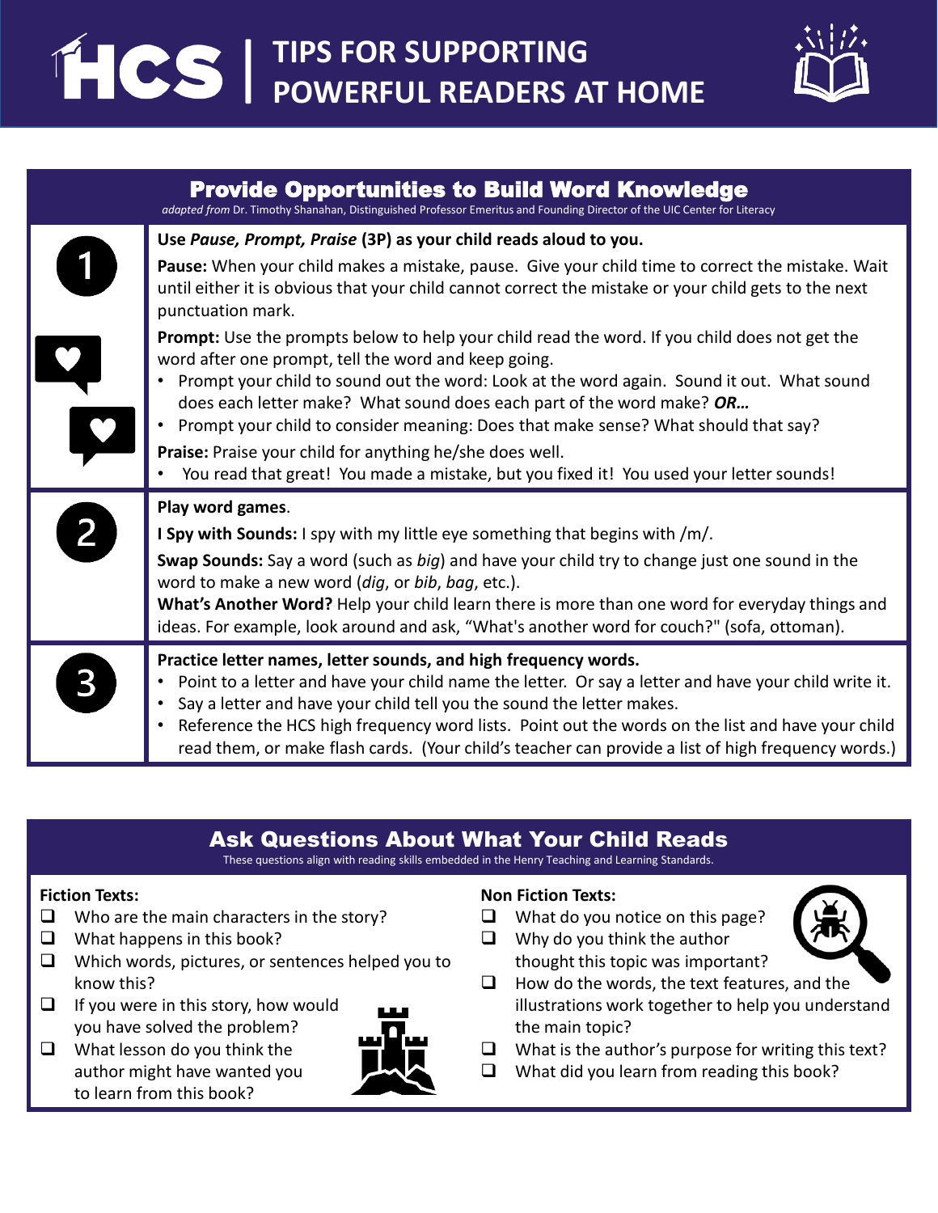# HCS | TIPS FOR SUPPORTING POWERFUL READERS AT HOME

## Provide Opportunities to Build Word Knowledge

*adapted from* Dr. Timothy Shanahan, Distinguished Professor Emeritus and Founding Director of the UIC Center for Literacy

### 1

**Use *Pause, Prompt, Praise* (3P) as your child reads aloud to you.**

**Pause:** When your child makes a mistake, pause. Give your child time to correct the mistake. Wait until either it is obvious that your child cannot correct the mistake or your child gets to the next punctuation mark.

**Prompt:** Use the prompts below to help your child read the word. If you child does not get the word after one prompt, tell the word and keep going.

- Prompt your child to sound out the word: Look at the word again. Sound it out. What sound does each letter make? What sound does each part of the word make? ***OR…***
- Prompt your child to consider meaning: Does that make sense? What should that say?

**Praise:** Praise your child for anything he/she does well.

- You read that great! You made a mistake, but you fixed it! You used your letter sounds!

### 2

**Play word games**.

**I Spy with Sounds:** I spy with my little eye something that begins with /m/.

**Swap Sounds:** Say a word (such as *big*) and have your child try to change just one sound in the word to make a new word (*dig*, or *bib*, *bag*, etc.).

**What's Another Word?** Help your child learn there is more than one word for everyday things and ideas. For example, look around and ask, "What's another word for couch?" (sofa, ottoman).

### 3

**Practice letter names, letter sounds, and high frequency words.**

- Point to a letter and have your child name the letter. Or say a letter and have your child write it.
- Say a letter and have your child tell you the sound the letter makes.
- Reference the HCS high frequency word lists. Point out the words on the list and have your child read them, or make flash cards. (Your child's teacher can provide a list of high frequency words.)

## Ask Questions About What Your Child Reads

These questions align with reading skills embedded in the Henry Teaching and Learning Standards.

**Fiction Texts:**

- [ ] Who are the main characters in the story?
- [ ] What happens in this book?
- [ ] Which words, pictures, or sentences helped you to know this?
- [ ] If you were in this story, how would you have solved the problem?
- [ ] What lesson do you think the author might have wanted you to learn from this book?

**Non Fiction Texts:**

- [ ] What do you notice on this page?
- [ ] Why do you think the author thought this topic was important?
- [ ] How do the words, the text features, and the illustrations work together to help you understand the main topic?
- [ ] What is the author's purpose for writing this text?
- [ ] What did you learn from reading this book?